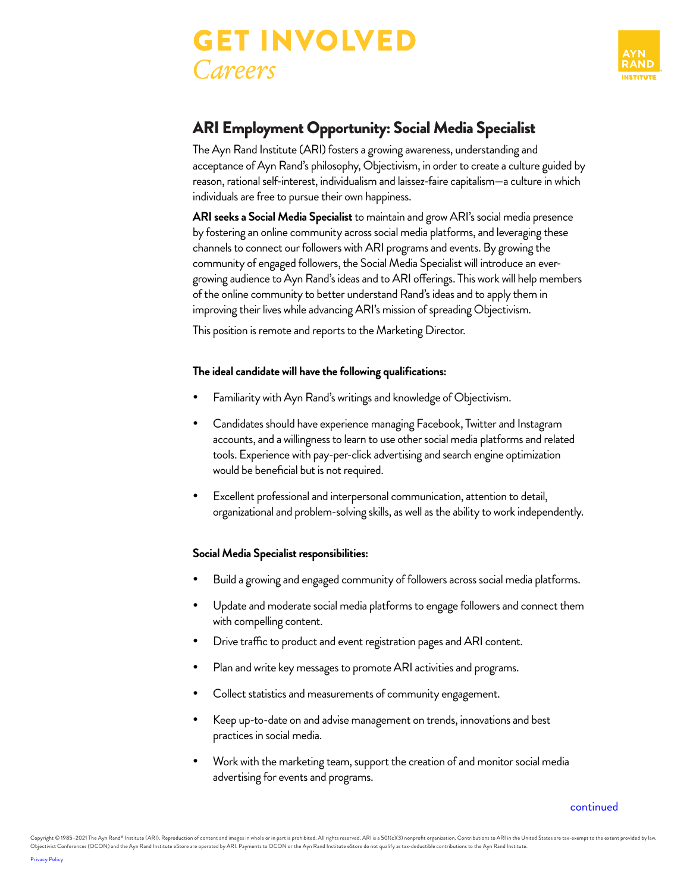# GET INVOLVED

*Careers*

## ARI Employment Opportunity: Social Media Specialist

The Ayn Rand Institute (ARI) fosters a growing awareness, understanding and acceptance of Ayn Rand's philosophy, Objectivism, in order to create a culture guided by reason, rational self-interest, individualism and laissez-faire capitalism—a culture in which individuals are free to pursue their own happiness.

**ARI seeks a Social Media Specialist** to maintain and grow ARI's social media presence by fostering an online community across social media platforms, and leveraging these channels to connect our followers with ARI programs and events. By growing the community of engaged followers, the Social Media Specialist will introduce an ever-growing audience to Ayn Rand's ideas and to ARI offerings. This work will help members of the online community to better understand Rand's ideas and to apply them in improving their lives while advancing ARI's mission of spreading Objectivism.

This position is remote and reports to the Marketing Director.

**The ideal candidate will have the following qualifications:**

- Familiarity with Ayn Rand's writings and knowledge of Objectivism.
- Candidates should have experience managing Facebook, Twitter and Instagram accounts, and a willingness to learn to use other social media platforms and related tools. Experience with pay-per-click advertising and search engine optimization would be beneficial but is not required.
- Excellent professional and interpersonal communication, attention to detail, organizational and problem-solving skills, as well as the ability to work independently.

**Social Media Specialist responsibilities:**

- Build a growing and engaged community of followers across social media platforms.
- Update and moderate social media platforms to engage followers and connect them with compelling content.
- Drive traffic to product and event registration pages and ARI content.
- Plan and write key messages to promote ARI activities and programs.
- Collect statistics and measurements of community engagement.
- Keep up-to-date on and advise management on trends, innovations and best practices in social media.
- Work with the marketing team, support the creation of and monitor social media advertising for events and programs.

continued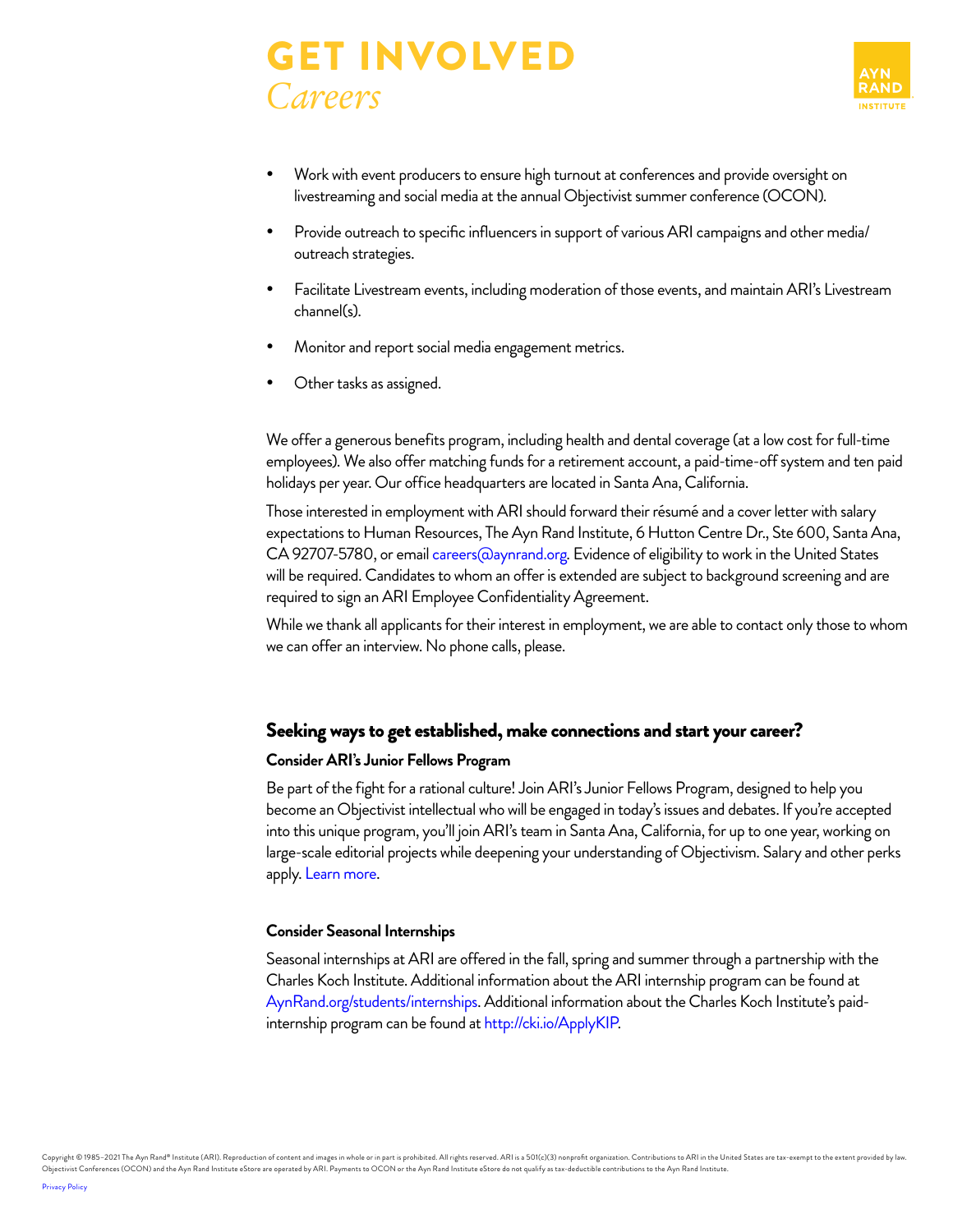# GET INVOLVED

*Careers*

- Work with event producers to ensure high turnout at conferences and provide oversight on livestreaming and social media at the annual Objectivist summer conference (OCON).
- Provide outreach to specific influencers in support of various ARI campaigns and other media/outreach strategies.
- Facilitate Livestream events, including moderation of those events, and maintain ARI's Livestream channel(s).
- Monitor and report social media engagement metrics.
- Other tasks as assigned.

We offer a generous benefits program, including health and dental coverage (at a low cost for full-time employees). We also offer matching funds for a retirement account, a paid-time-off system and ten paid holidays per year. Our office headquarters are located in Santa Ana, California.

Those interested in employment with ARI should forward their résumé and a cover letter with salary expectations to Human Resources, The Ayn Rand Institute, 6 Hutton Centre Dr., Ste 600, Santa Ana, CA 92707-5780, or email careers@aynrand.org. Evidence of eligibility to work in the United States will be required. Candidates to whom an offer is extended are subject to background screening and are required to sign an ARI Employee Confidentiality Agreement.

While we thank all applicants for their interest in employment, we are able to contact only those to whom we can offer an interview. No phone calls, please.

## Seeking ways to get established, make connections and start your career?

### Consider ARI's Junior Fellows Program

Be part of the fight for a rational culture! Join ARI's Junior Fellows Program, designed to help you become an Objectivist intellectual who will be engaged in today's issues and debates. If you're accepted into this unique program, you'll join ARI's team in Santa Ana, California, for up to one year, working on large-scale editorial projects while deepening your understanding of Objectivism. Salary and other perks apply. Learn more.

### Consider Seasonal Internships

Seasonal internships at ARI are offered in the fall, spring and summer through a partnership with the Charles Koch Institute. Additional information about the ARI internship program can be found at AynRand.org/students/internships. Additional information about the Charles Koch Institute's paid-internship program can be found at http://cki.io/ApplyKIP.

Copyright © 1985–2021 The Ayn Rand® Institute (ARI). Reproduction of content and images in whole or in part is prohibited. All rights reserved. ARI is a 501(c)(3) nonprofit organization. Contributions to ARI in the United States are tax-exempt to the extent provided by law. Objectivist Conferences (OCON) and the Ayn Rand Institute eStore are operated by ARI. Payments to OCON or the Ayn Rand Institute eStore do not qualify as tax-deductible contributions to the Ayn Rand Institute.

Privacy Policy